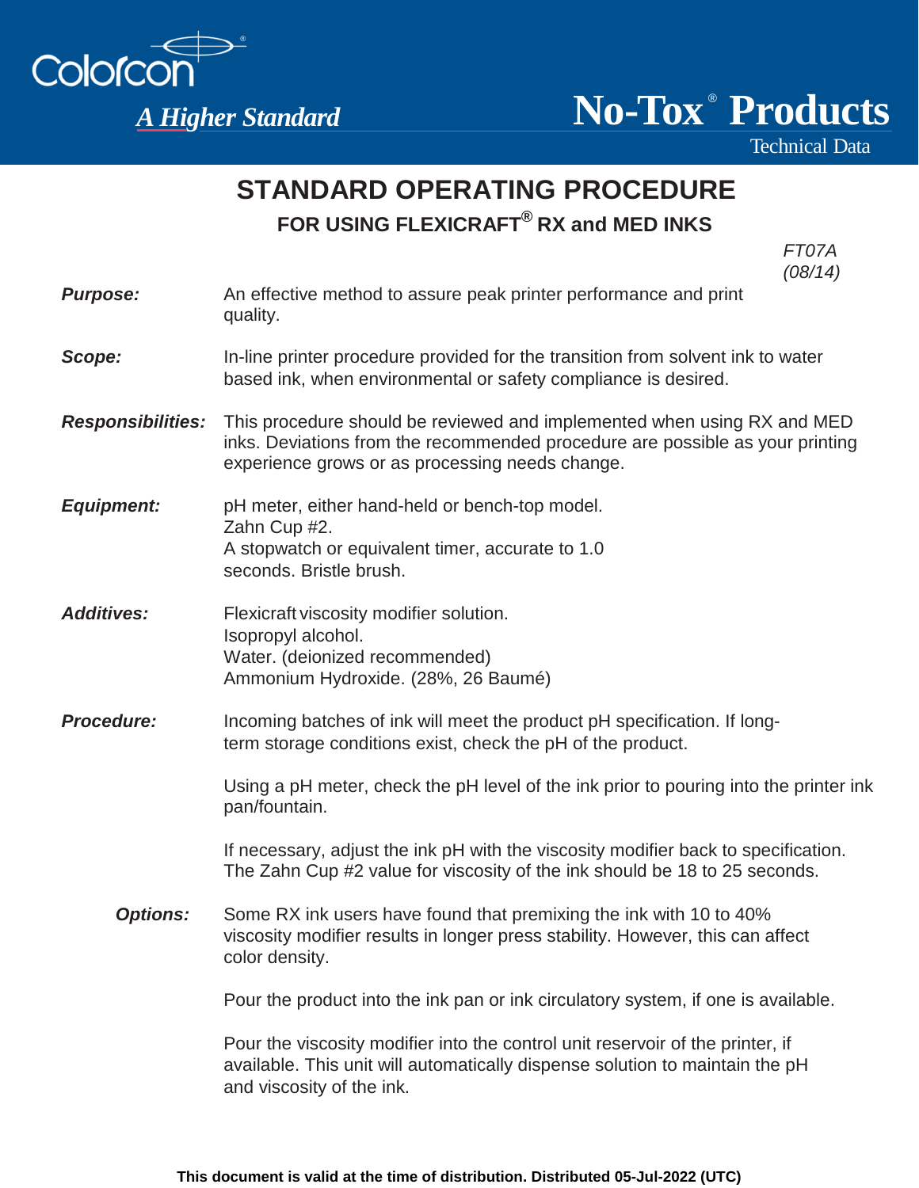Colorcon®

*A Higher Standard*

**No-Tox® Products**

Technical Data

# STANDARD OPERATING PROCEDURE

## FOR USING FLEXICRAFT® RX and MED INKS

*FT07A*
*(08/14)*

***Purpose:*** An effective method to assure peak printer performance and print quality.

***Scope:*** In-line printer procedure provided for the transition from solvent ink to water based ink, when environmental or safety compliance is desired.

***Responsibilities:*** This procedure should be reviewed and implemented when using RX and MED inks. Deviations from the recommended procedure are possible as your printing experience grows or as processing needs change.

***Equipment:***
pH meter, either hand-held or bench-top model.
Zahn Cup #2.
A stopwatch or equivalent timer, accurate to 1.0 seconds. Bristle brush.

***Additives:***
Flexicraft viscosity modifier solution.
Isopropyl alcohol.
Water. (deionized recommended)
Ammonium Hydroxide. (28%, 26 Baumé)

***Procedure:*** Incoming batches of ink will meet the product pH specification. If long-term storage conditions exist, check the pH of the product.

Using a pH meter, check the pH level of the ink prior to pouring into the printer ink pan/fountain.

If necessary, adjust the ink pH with the viscosity modifier back to specification. The Zahn Cup #2 value for viscosity of the ink should be 18 to 25 seconds.

***Options:*** Some RX ink users have found that premixing the ink with 10 to 40% viscosity modifier results in longer press stability. However, this can affect color density.

Pour the product into the ink pan or ink circulatory system, if one is available.

Pour the viscosity modifier into the control unit reservoir of the printer, if available. This unit will automatically dispense solution to maintain the pH and viscosity of the ink.

**This document is valid at the time of distribution. Distributed 05-Jul-2022 (UTC)**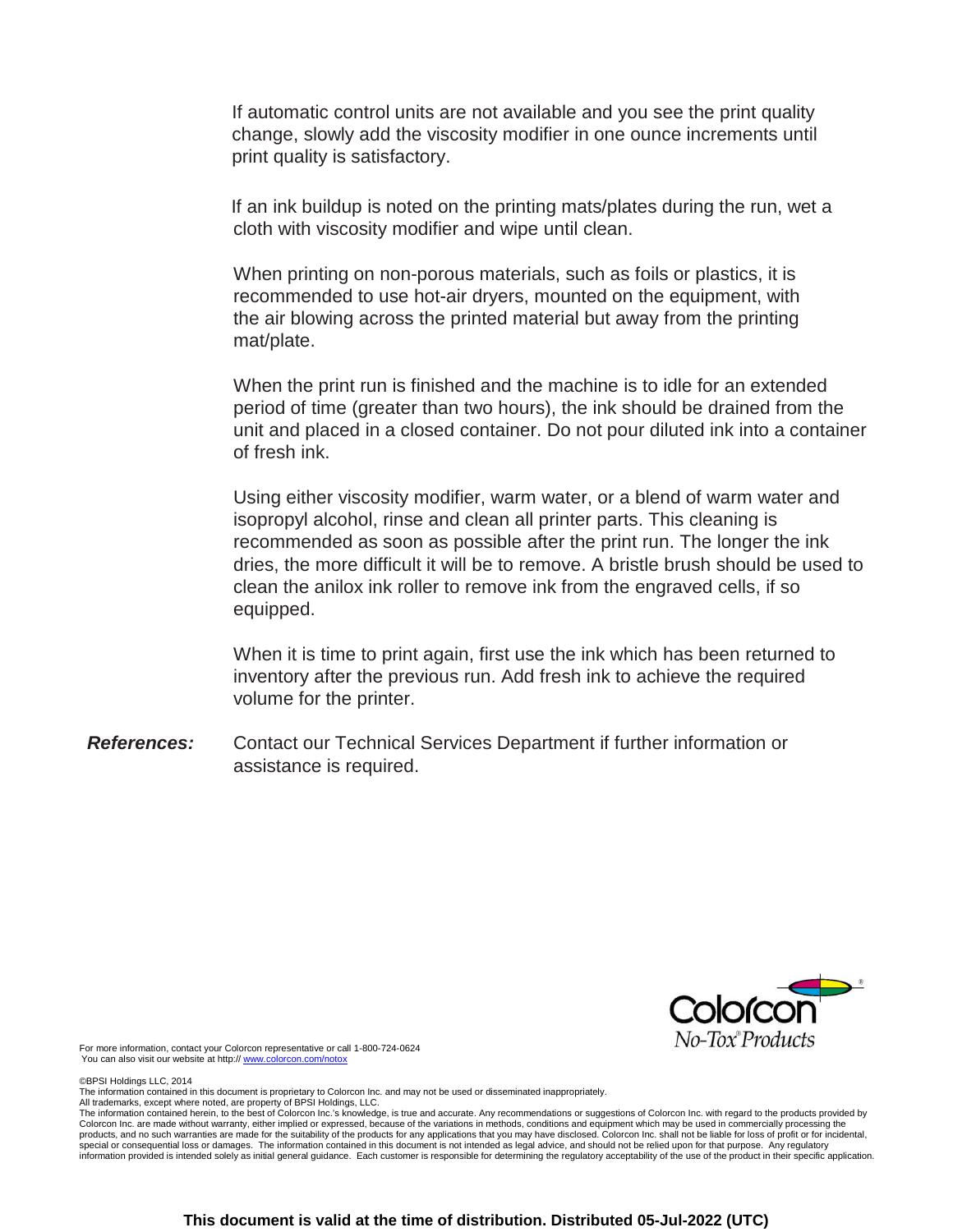If automatic control units are not available and you see the print quality change, slowly add the viscosity modifier in one ounce increments until print quality is satisfactory.

If an ink buildup is noted on the printing mats/plates during the run, wet a cloth with viscosity modifier and wipe until clean.

When printing on non-porous materials, such as foils or plastics, it is recommended to use hot-air dryers, mounted on the equipment, with the air blowing across the printed material but away from the printing mat/plate.

When the print run is finished and the machine is to idle for an extended period of time (greater than two hours), the ink should be drained from the unit and placed in a closed container. Do not pour diluted ink into a container of fresh ink.

Using either viscosity modifier, warm water, or a blend of warm water and isopropyl alcohol, rinse and clean all printer parts. This cleaning is recommended as soon as possible after the print run. The longer the ink dries, the more difficult it will be to remove. A bristle brush should be used to clean the anilox ink roller to remove ink from the engraved cells, if so equipped.

When it is time to print again, first use the ink which has been returned to inventory after the previous run. Add fresh ink to achieve the required volume for the printer.

***References:*** Contact our Technical Services Department if further information or assistance is required.

Colorcon® No-Tox® Products

For more information, contact your Colorcon representative or call 1-800-724-0624
You can also visit our website at http:// www.colorcon.com/notox

©BPSI Holdings LLC, 2014
The information contained in this document is proprietary to Colorcon Inc. and may not be used or disseminated inappropriately.
All trademarks, except where noted, are property of BPSI Holdings, LLC.
The information contained herein, to the best of Colorcon Inc.'s knowledge, is true and accurate. Any recommendations or suggestions of Colorcon Inc. with regard to the products provided by Colorcon Inc. are made without warranty, either implied or expressed, because of the variations in methods, conditions and equipment which may be used in commercially processing the products, and no such warranties are made for the suitability of the products for any applications that you may have disclosed. Colorcon Inc. shall not be liable for loss of profit or for incidental, special or consequential loss or damages. The information contained in this document is not intended as legal advice, and should not be relied upon for that purpose. Any regulatory information provided is intended solely as initial general guidance. Each customer is responsible for determining the regulatory acceptability of the use of the product in their specific application.

**This document is valid at the time of distribution. Distributed 05-Jul-2022 (UTC)**